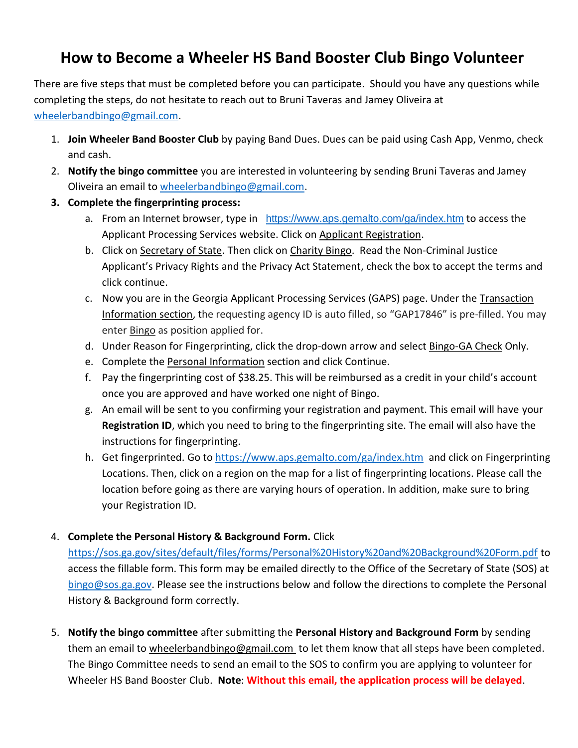# How to Become a Wheeler HS Band Booster Club Bingo Volunteer

There are five steps that must be completed before you can participate. Should you have any questions while completing the steps, do not hesitate to reach out to Bruni Taveras and Jamey Oliveira at wheelerbandbingo@gmail.com.

1. **Join Wheeler Band Booster Club** by paying Band Dues. Dues can be paid using Cash App, Venmo, check and cash.
2. **Notify the bingo committee** you are interested in volunteering by sending Bruni Taveras and Jamey Oliveira an email to wheelerbandbingo@gmail.com.
3. **Complete the fingerprinting process:**
   a. From an Internet browser, type in https://www.aps.gemalto.com/ga/index.htm to access the Applicant Processing Services website. Click on Applicant Registration.
   b. Click on Secretary of State. Then click on Charity Bingo. Read the Non-Criminal Justice Applicant's Privacy Rights and the Privacy Act Statement, check the box to accept the terms and click continue.
   c. Now you are in the Georgia Applicant Processing Services (GAPS) page. Under the Transaction Information section, the requesting agency ID is auto filled, so "GAP17846" is pre-filled. You may enter Bingo as position applied for.
   d. Under Reason for Fingerprinting, click the drop-down arrow and select Bingo-GA Check Only.
   e. Complete the Personal Information section and click Continue.
   f. Pay the fingerprinting cost of $38.25. This will be reimbursed as a credit in your child's account once you are approved and have worked one night of Bingo.
   g. An email will be sent to you confirming your registration and payment. This email will have your **Registration ID**, which you need to bring to the fingerprinting site. The email will also have the instructions for fingerprinting.
   h. Get fingerprinted. Go to https://www.aps.gemalto.com/ga/index.htm and click on Fingerprinting Locations. Then, click on a region on the map for a list of fingerprinting locations. Please call the location before going as there are varying hours of operation. In addition, make sure to bring your Registration ID.

4. **Complete the Personal History & Background Form.** Click https://sos.ga.gov/sites/default/files/forms/Personal%20History%20and%20Background%20Form.pdf to access the fillable form. This form may be emailed directly to the Office of the Secretary of State (SOS) at bingo@sos.ga.gov. Please see the instructions below and follow the directions to complete the Personal History & Background form correctly.

5. **Notify the bingo committee** after submitting the **Personal History and Background Form** by sending them an email to wheelerbandbingo@gmail.com to let them know that all steps have been completed. The Bingo Committee needs to send an email to the SOS to confirm you are applying to volunteer for Wheeler HS Band Booster Club. **Note**: **Without this email, the application process will be delayed**.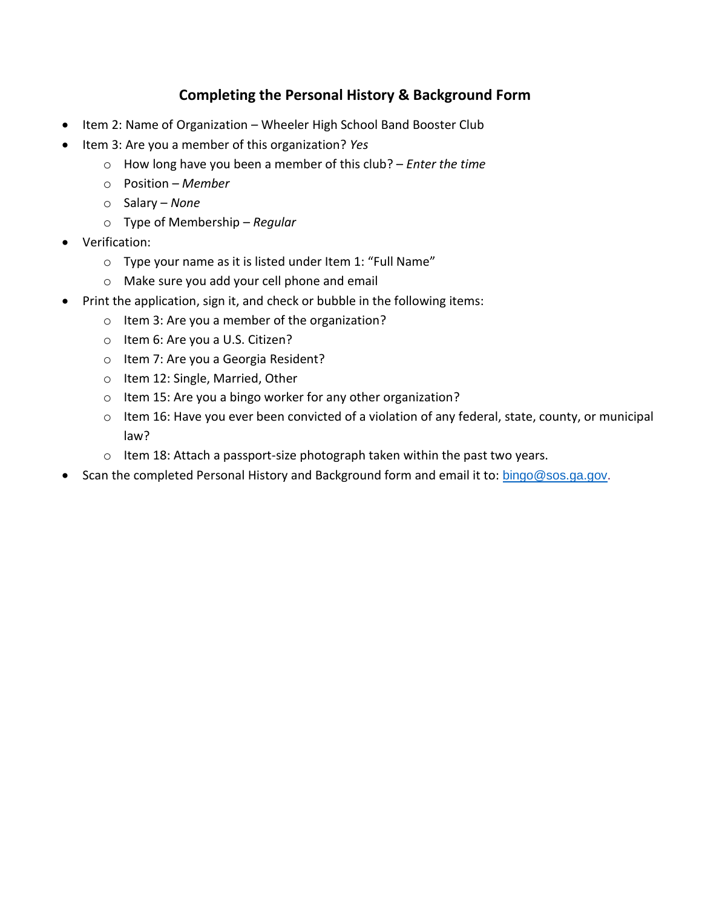## Completing the Personal History & Background Form

- Item 2: Name of Organization – Wheeler High School Band Booster Club
- Item 3: Are you a member of this organization? *Yes*
  - How long have you been a member of this club? – *Enter the time*
  - Position – *Member*
  - Salary – *None*
  - Type of Membership – *Regular*
- Verification:
  - Type your name as it is listed under Item 1: "Full Name"
  - Make sure you add your cell phone and email
- Print the application, sign it, and check or bubble in the following items:
  - Item 3: Are you a member of the organization?
  - Item 6: Are you a U.S. Citizen?
  - Item 7: Are you a Georgia Resident?
  - Item 12: Single, Married, Other
  - Item 15: Are you a bingo worker for any other organization?
  - Item 16: Have you ever been convicted of a violation of any federal, state, county, or municipal law?
  - Item 18: Attach a passport-size photograph taken within the past two years.
- Scan the completed Personal History and Background form and email it to: bingo@sos.ga.gov.